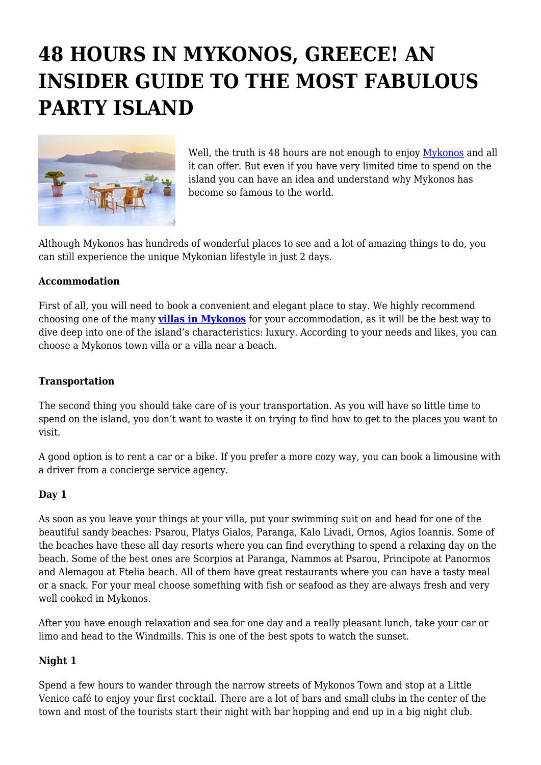# 48 HOURS IN MYKONOS, GREECE! AN INSIDER GUIDE TO THE MOST FABULOUS PARTY ISLAND

Well, the truth is 48 hours are not enough to enjoy Mykonos and all it can offer. But even if you have very limited time to spend on the island you can have an idea and understand why Mykonos has become so famous to the world.

Although Mykonos has hundreds of wonderful places to see and a lot of amazing things to do, you can still experience the unique Mykonian lifestyle in just 2 days.

**Accommodation**

First of all, you will need to book a convenient and elegant place to stay. We highly recommend choosing one of the many **villas in Mykonos** for your accommodation, as it will be the best way to dive deep into one of the island's characteristics: luxury. According to your needs and likes, you can choose a Mykonos town villa or a villa near a beach.

**Transportation**

The second thing you should take care of is your transportation. As you will have so little time to spend on the island, you don't want to waste it on trying to find how to get to the places you want to visit.

A good option is to rent a car or a bike. If you prefer a more cozy way, you can book a limousine with a driver from a concierge service agency.

**Day 1**

As soon as you leave your things at your villa, put your swimming suit on and head for one of the beautiful sandy beaches: Psarou, Platys Gialos, Paranga, Kalo Livadi, Ornos, Agios Ioannis. Some of the beaches have these all day resorts where you can find everything to spend a relaxing day on the beach. Some of the best ones are Scorpios at Paranga, Nammos at Psarou, Principote at Panormos and Alemagou at Ftelia beach. All of them have great restaurants where you can have a tasty meal or a snack. For your meal choose something with fish or seafood as they are always fresh and very well cooked in Mykonos.

After you have enough relaxation and sea for one day and a really pleasant lunch, take your car or limo and head to the Windmills. This is one of the best spots to watch the sunset.

**Night 1**

Spend a few hours to wander through the narrow streets of Mykonos Town and stop at a Little Venice café to enjoy your first cocktail. There are a lot of bars and small clubs in the center of the town and most of the tourists start their night with bar hopping and end up in a big night club.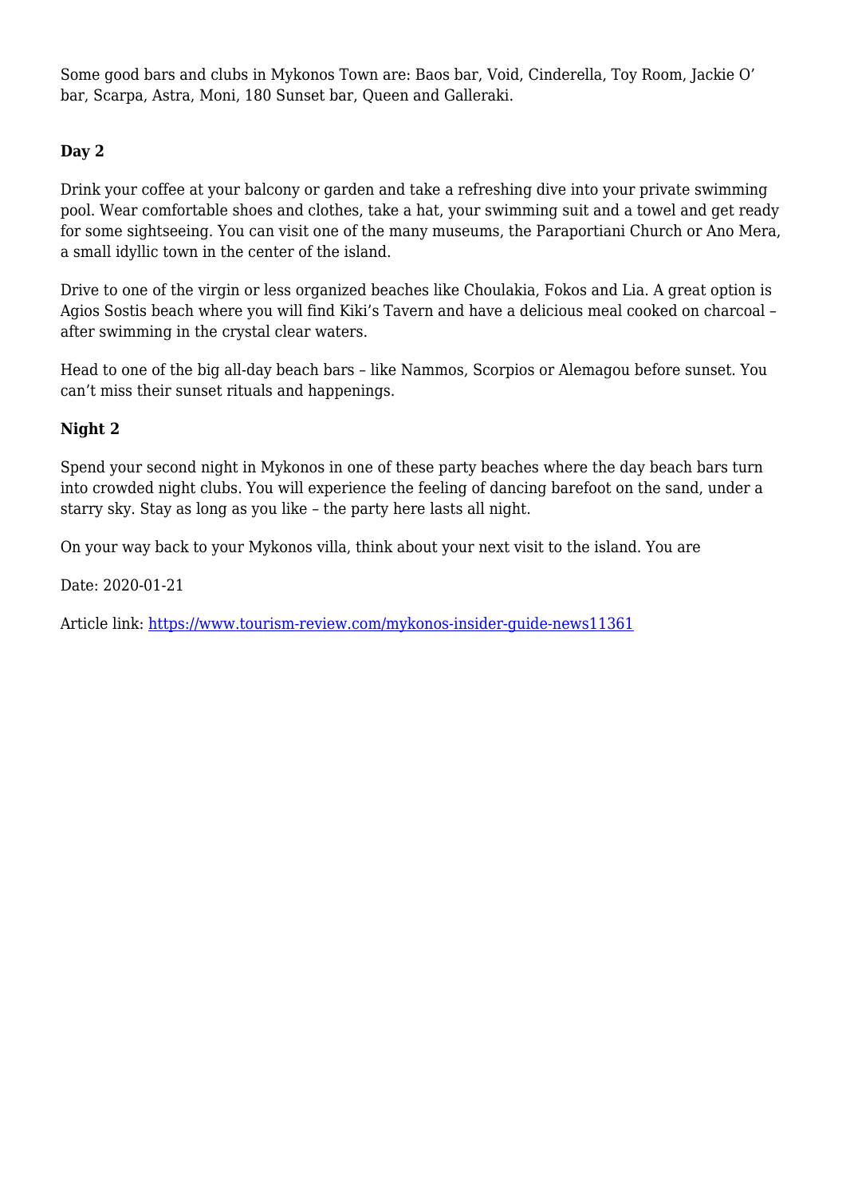Some good bars and clubs in Mykonos Town are: Baos bar, Void, Cinderella, Toy Room, Jackie O' bar, Scarpa, Astra, Moni, 180 Sunset bar, Queen and Galleraki.

**Day 2**

Drink your coffee at your balcony or garden and take a refreshing dive into your private swimming pool. Wear comfortable shoes and clothes, take a hat, your swimming suit and a towel and get ready for some sightseeing. You can visit one of the many museums, the Paraportiani Church or Ano Mera, a small idyllic town in the center of the island.

Drive to one of the virgin or less organized beaches like Choulakia, Fokos and Lia. A great option is Agios Sostis beach where you will find Kiki's Tavern and have a delicious meal cooked on charcoal – after swimming in the crystal clear waters.

Head to one of the big all-day beach bars – like Nammos, Scorpios or Alemagou before sunset. You can't miss their sunset rituals and happenings.

**Night 2**

Spend your second night in Mykonos in one of these party beaches where the day beach bars turn into crowded night clubs. You will experience the feeling of dancing barefoot on the sand, under a starry sky. Stay as long as you like – the party here lasts all night.

On your way back to your Mykonos villa, think about your next visit to the island. You are

Date: 2020-01-21

Article link: [https://www.tourism-review.com/mykonos-insider-guide-news11361](https://www.tourism-review.com/mykonos-insider-guide-news11361)